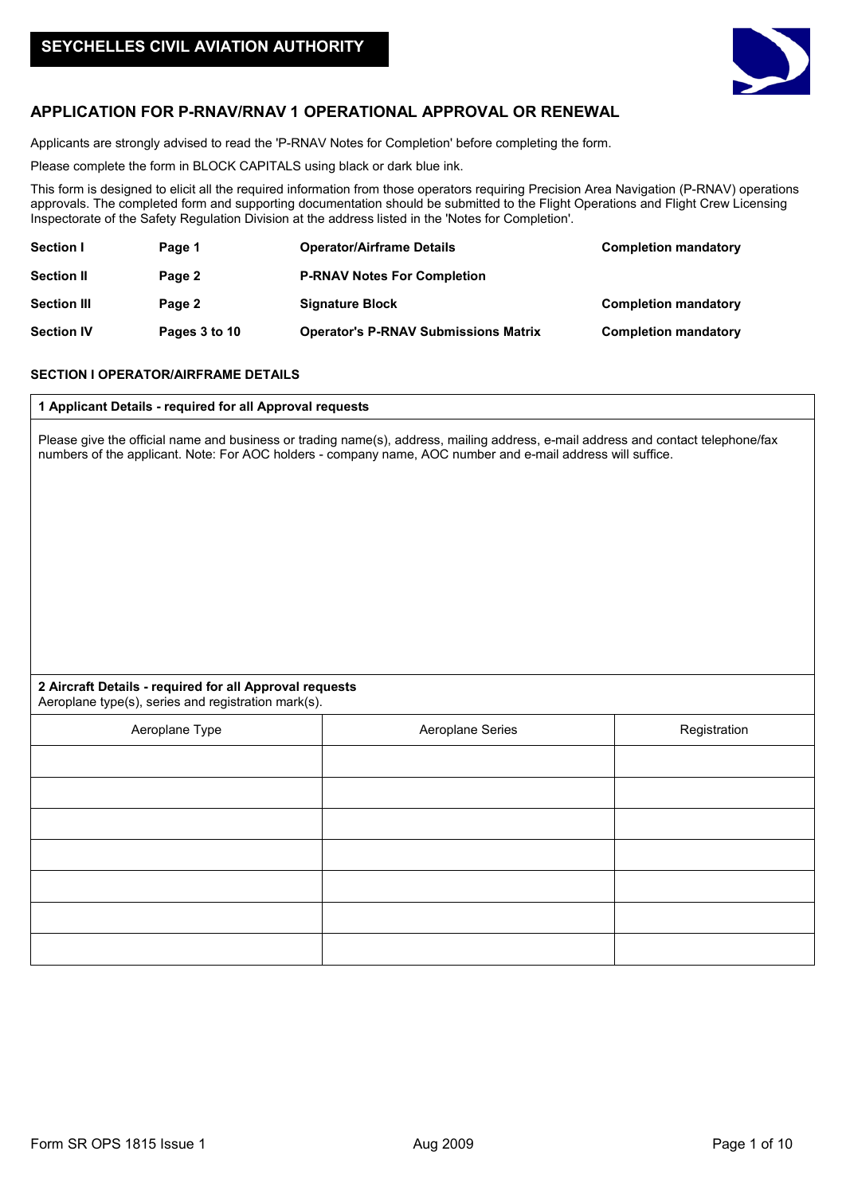**SEYCHELLES CIVIL AVIATION AUTHORITY**

# APPLICATION FOR P-RNAV/RNAV 1 OPERATIONAL APPROVAL OR RENEWAL

Applicants are strongly advised to read the 'P-RNAV Notes for Completion' before completing the form.

Please complete the form in BLOCK CAPITALS using black or dark blue ink.

This form is designed to elicit all the required information from those operators requiring Precision Area Navigation (P-RNAV) operations approvals. The completed form and supporting documentation should be submitted to the Flight Operations and Flight Crew Licensing Inspectorate of the Safety Regulation Division at the address listed in the 'Notes for Completion'.

| | | | |
|---|---|---|---|
| **Section I** | **Page 1** | **Operator/Airframe Details** | **Completion mandatory** |
| **Section II** | **Page 2** | **P-RNAV Notes For Completion** | |
| **Section III** | **Page 2** | **Signature Block** | **Completion mandatory** |
| **Section IV** | **Pages 3 to 10** | **Operator's P-RNAV Submissions Matrix** | **Completion mandatory** |

## SECTION I OPERATOR/AIRFRAME DETAILS

**1 Applicant Details - required for all Approval requests**

Please give the official name and business or trading name(s), address, mailing address, e-mail address and contact telephone/fax numbers of the applicant. Note: For AOC holders - company name, AOC number and e-mail address will suffice.

**2 Aircraft Details - required for all Approval requests**

Aeroplane type(s), series and registration mark(s).

| Aeroplane Type | Aeroplane Series | Registration |
|---|---|---|
| | | |
| | | |
| | | |
| | | |
| | | |
| | | |
| | | |

Form SR OPS 1815 Issue 1 Aug 2009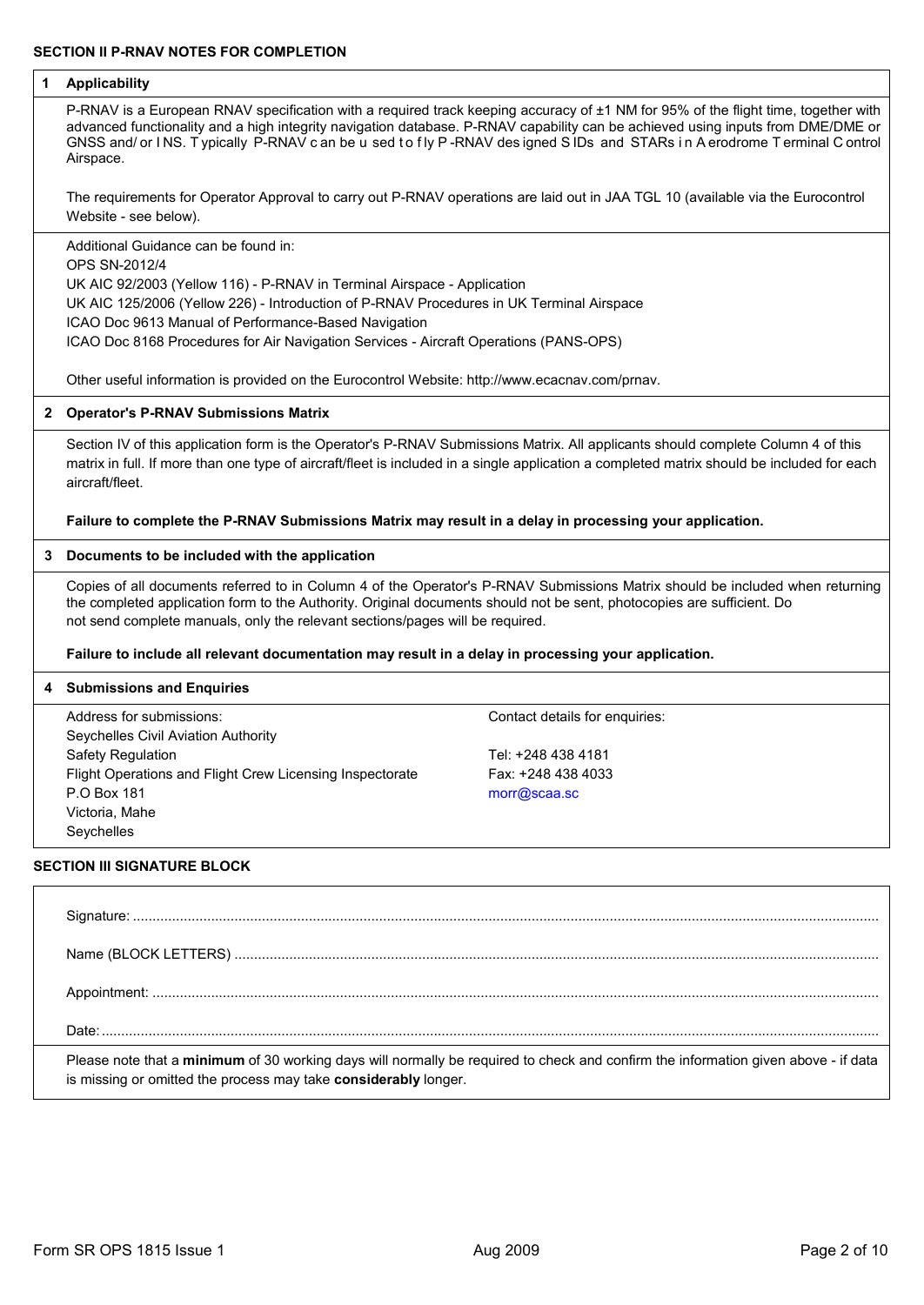**SECTION II P-RNAV NOTES FOR COMPLETION**

### 1 Applicability

P-RNAV is a European RNAV specification with a required track keeping accuracy of ±1 NM for 95% of the flight time, together with advanced functionality and a high integrity navigation database. P-RNAV capability can be achieved using inputs from DME/DME or GNSS and/ or INS. Typically P-RNAV can be used to fly P-RNAV designed SIDs and STARs in Aerodrome Terminal Control Airspace.

The requirements for Operator Approval to carry out P-RNAV operations are laid out in JAA TGL 10 (available via the Eurocontrol Website - see below).

Additional Guidance can be found in:
OPS SN-2012/4
UK AIC 92/2003 (Yellow 116) - P-RNAV in Terminal Airspace - Application
UK AIC 125/2006 (Yellow 226) - Introduction of P-RNAV Procedures in UK Terminal Airspace
ICAO Doc 9613 Manual of Performance-Based Navigation
ICAO Doc 8168 Procedures for Air Navigation Services - Aircraft Operations (PANS-OPS)

Other useful information is provided on the Eurocontrol Website: http://www.ecacnav.com/prnav.

### 2 Operator's P-RNAV Submissions Matrix

Section IV of this application form is the Operator's P-RNAV Submissions Matrix. All applicants should complete Column 4 of this matrix in full. If more than one type of aircraft/fleet is included in a single application a completed matrix should be included for each aircraft/fleet.

**Failure to complete the P-RNAV Submissions Matrix may result in a delay in processing your application.**

### 3 Documents to be included with the application

Copies of all documents referred to in Column 4 of the Operator's P-RNAV Submissions Matrix should be included when returning the completed application form to the Authority. Original documents should not be sent, photocopies are sufficient. Do not send complete manuals, only the relevant sections/pages will be required.

**Failure to include all relevant documentation may result in a delay in processing your application.**

### 4 Submissions and Enquiries

Address for submissions:
Seychelles Civil Aviation Authority
Safety Regulation
Flight Operations and Flight Crew Licensing Inspectorate
P.O Box 181
Victoria, Mahe
Seychelles

Contact details for enquiries:

Tel: +248 438 4181
Fax: +248 438 4033
morr@scaa.sc

**SECTION III SIGNATURE BLOCK**

Signature: ..........................................................................................................

Name (BLOCK LETTERS) ..........................................................................................................

Appointment: ..........................................................................................................

Date: ..........................................................................................................

Please note that a **minimum** of 30 working days will normally be required to check and confirm the information given above - if data is missing or omitted the process may take **considerably** longer.

Form SR OPS 1815 Issue 1 Aug 2009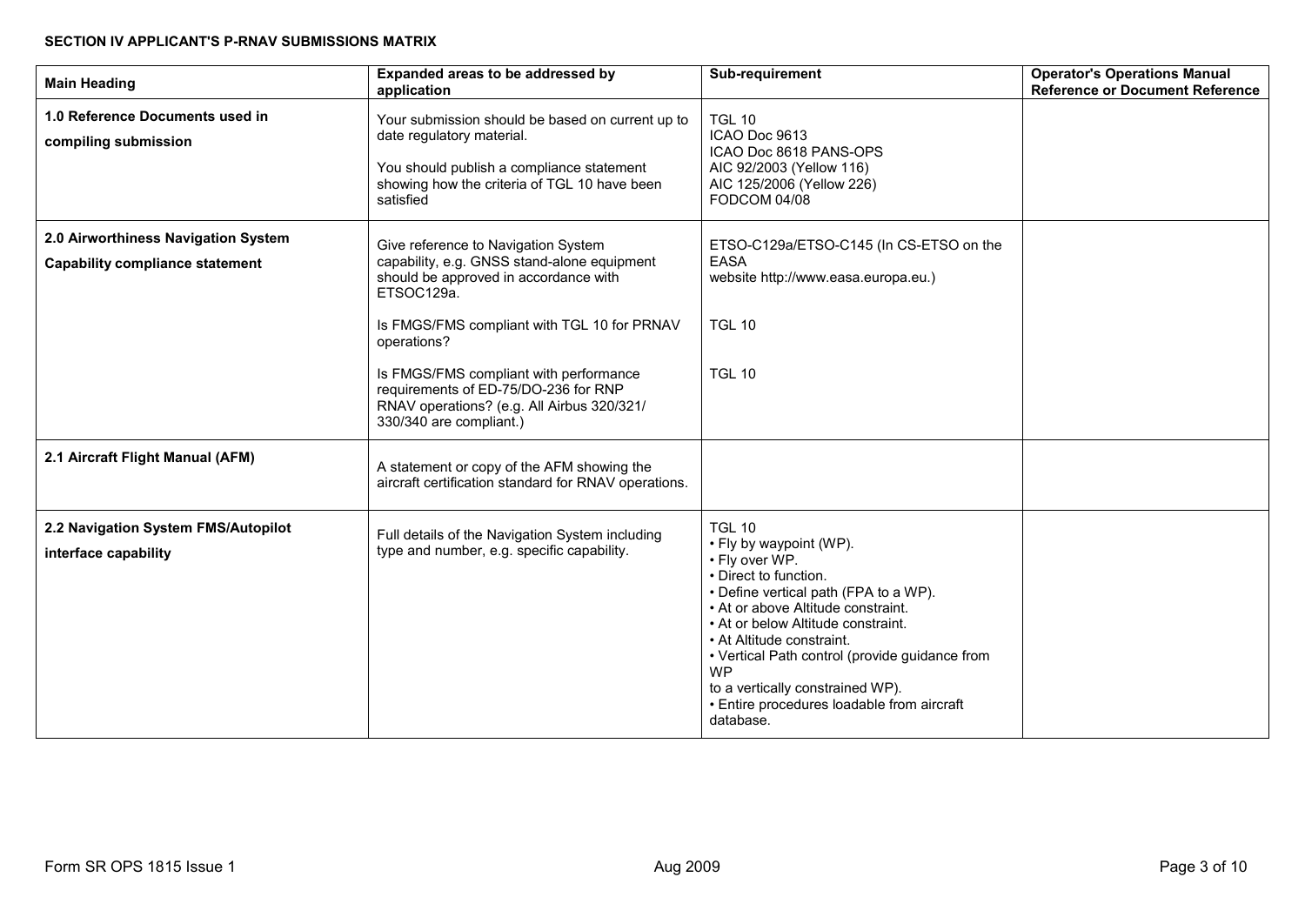**SECTION IV APPLICANT'S P-RNAV SUBMISSIONS MATRIX**

| Main Heading | Expanded areas to be addressed by application | Sub-requirement | Operator's Operations Manual Reference or Document Reference |
|---|---|---|---|
| **1.0 Reference Documents used in compiling submission** | Your submission should be based on current up to date regulatory material.<br><br>You should publish a compliance statement showing how the criteria of TGL 10 have been satisfied | TGL 10<br>ICAO Doc 9613<br>ICAO Doc 8618 PANS-OPS<br>AIC 92/2003 (Yellow 116)<br>AIC 125/2006 (Yellow 226)<br>FODCOM 04/08 | |
| **2.0 Airworthiness Navigation System Capability compliance statement** | Give reference to Navigation System capability, e.g. GNSS stand-alone equipment should be approved in accordance with ETSOC129a.<br><br>Is FMGS/FMS compliant with TGL 10 for PRNAV operations?<br><br>Is FMGS/FMS compliant with performance requirements of ED-75/DO-236 for RNP RNAV operations? (e.g. All Airbus 320/321/330/340 are compliant.) | ETSO-C129a/ETSO-C145 (In CS-ETSO on the EASA website http://www.easa.europa.eu.)<br><br>TGL 10<br><br>TGL 10 | |
| **2.1 Aircraft Flight Manual (AFM)** | A statement or copy of the AFM showing the aircraft certification standard for RNAV operations. | | |
| **2.2 Navigation System FMS/Autopilot interface capability** | Full details of the Navigation System including type and number, e.g. specific capability. | TGL 10<br>• Fly by waypoint (WP).<br>• Fly over WP.<br>• Direct to function.<br>• Define vertical path (FPA to a WP).<br>• At or above Altitude constraint.<br>• At or below Altitude constraint.<br>• At Altitude constraint.<br>• Vertical Path control (provide guidance from WP to a vertically constrained WP).<br>• Entire procedures loadable from aircraft database. | |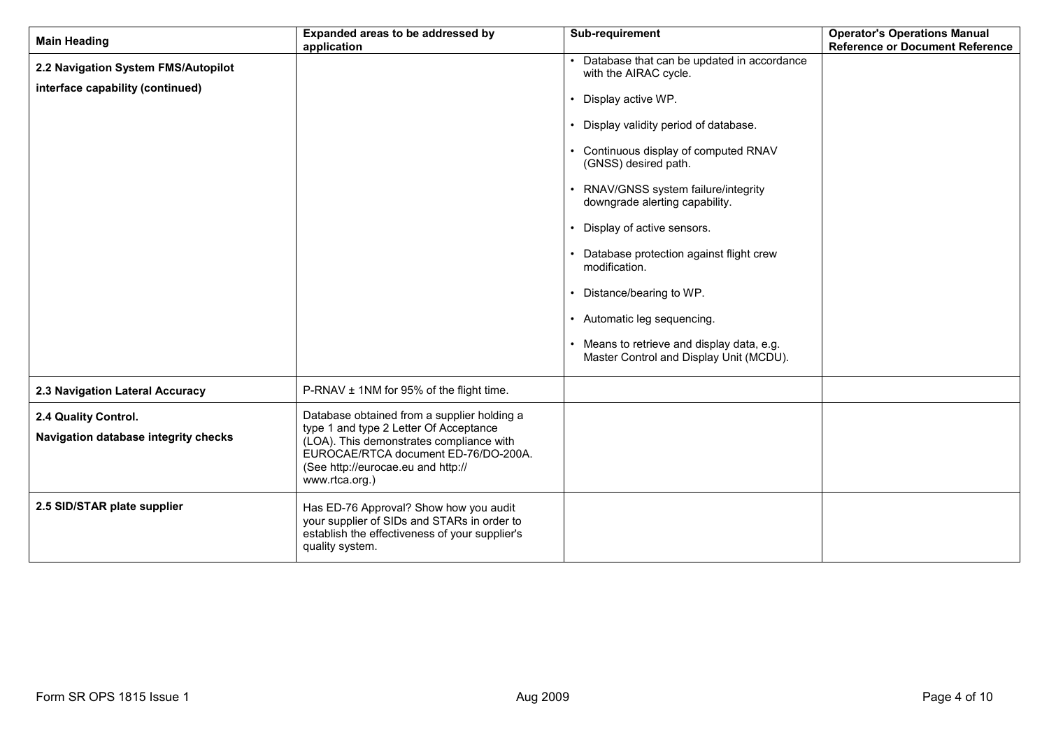| Main Heading | Expanded areas to be addressed by application | Sub-requirement | Operator's Operations Manual Reference or Document Reference |
|---|---|---|---|
| **2.2 Navigation System FMS/Autopilot interface capability (continued)** | | • Database that can be updated in accordance with the AIRAC cycle.<br>• Display active WP.<br>• Display validity period of database.<br>• Continuous display of computed RNAV (GNSS) desired path.<br>• RNAV/GNSS system failure/integrity downgrade alerting capability.<br>• Display of active sensors.<br>• Database protection against flight crew modification.<br>• Distance/bearing to WP.<br>• Automatic leg sequencing.<br>• Means to retrieve and display data, e.g. Master Control and Display Unit (MCDU). | |
| **2.3 Navigation Lateral Accuracy** | P-RNAV ± 1NM for 95% of the flight time. | | |
| **2.4 Quality Control. Navigation database integrity checks** | Database obtained from a supplier holding a type 1 and type 2 Letter Of Acceptance (LOA). This demonstrates compliance with EUROCAE/RTCA document ED-76/DO-200A. (See http://eurocae.eu and http:// www.rtca.org.) | | |
| **2.5 SID/STAR plate supplier** | Has ED-76 Approval? Show how you audit your supplier of SIDs and STARs in order to establish the effectiveness of your supplier's quality system. | | |

Form SR OPS 1815 Issue 1 — Aug 2009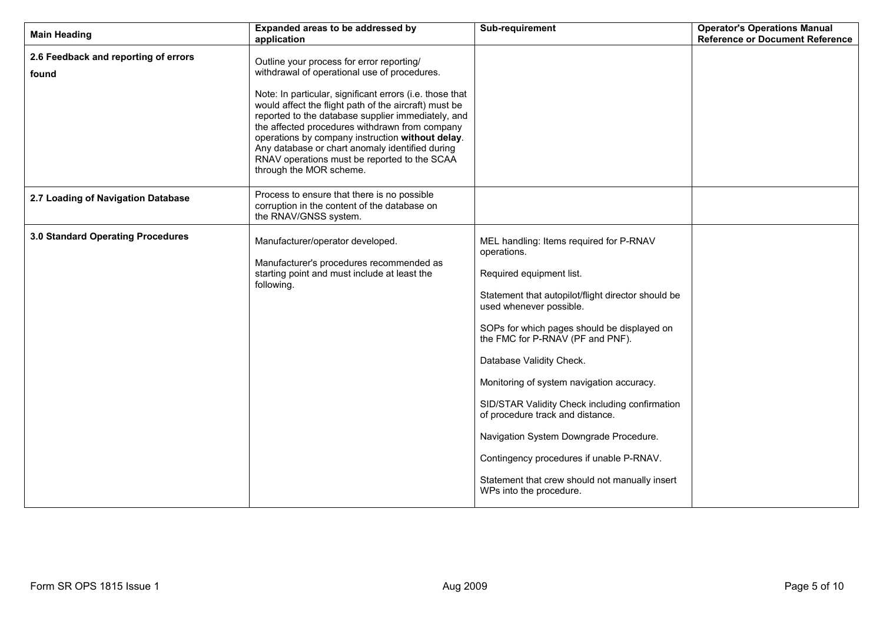| Main Heading | Expanded areas to be addressed by application | Sub-requirement | Operator's Operations Manual Reference or Document Reference |
|---|---|---|---|
| **2.6 Feedback and reporting of errors found** | Outline your process for error reporting/ withdrawal of operational use of procedures.<br><br>Note: In particular, significant errors (i.e. those that would affect the flight path of the aircraft) must be reported to the database supplier immediately, and the affected procedures withdrawn from company operations by company instruction **without delay**. Any database or chart anomaly identified during RNAV operations must be reported to the SCAA through the MOR scheme. | | |
| **2.7 Loading of Navigation Database** | Process to ensure that there is no possible corruption in the content of the database on the RNAV/GNSS system. | | |
| **3.0 Standard Operating Procedures** | Manufacturer/operator developed.<br><br>Manufacturer's procedures recommended as starting point and must include at least the following. | MEL handling: Items required for P-RNAV operations.<br><br>Required equipment list.<br><br>Statement that autopilot/flight director should be used whenever possible.<br><br>SOPs for which pages should be displayed on the FMC for P-RNAV (PF and PNF).<br><br>Database Validity Check.<br><br>Monitoring of system navigation accuracy.<br><br>SID/STAR Validity Check including confirmation of procedure track and distance.<br><br>Navigation System Downgrade Procedure.<br><br>Contingency procedures if unable P-RNAV.<br><br>Statement that crew should not manually insert WPs into the procedure. | |

Form SR OPS 1815 Issue 1 Aug 2009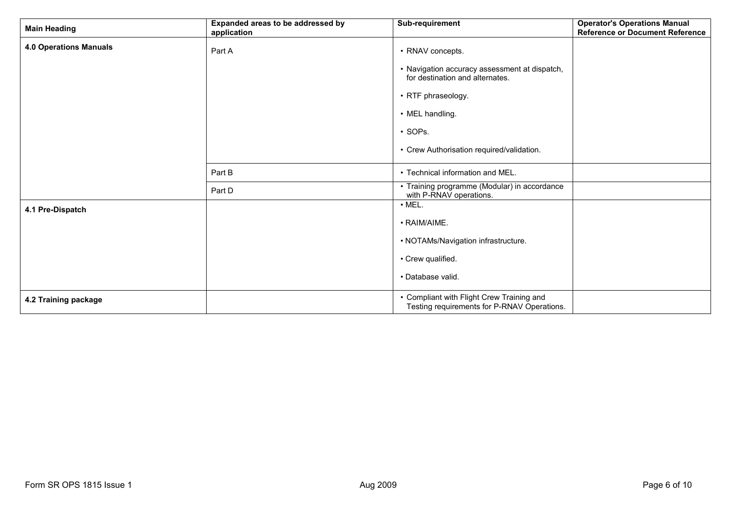| Main Heading | Expanded areas to be addressed by application | Sub-requirement | Operator's Operations Manual Reference or Document Reference |
|---|---|---|---|
| **4.0 Operations Manuals** | Part A | • RNAV concepts.<br>• Navigation accuracy assessment at dispatch, for destination and alternates.<br>• RTF phraseology.<br>• MEL handling.<br>• SOPs.<br>• Crew Authorisation required/validation. | |
| | Part B | • Technical information and MEL. | |
| | Part D | • Training programme (Modular) in accordance with P-RNAV operations. | |
| **4.1 Pre-Dispatch** | | • MEL.<br>• RAIM/AIME.<br>• NOTAMs/Navigation infrastructure.<br>• Crew qualified.<br>• Database valid. | |
| **4.2 Training package** | | • Compliant with Flight Crew Training and Testing requirements for P-RNAV Operations. | |

Form SR OPS 1815 Issue 1 — Aug 2009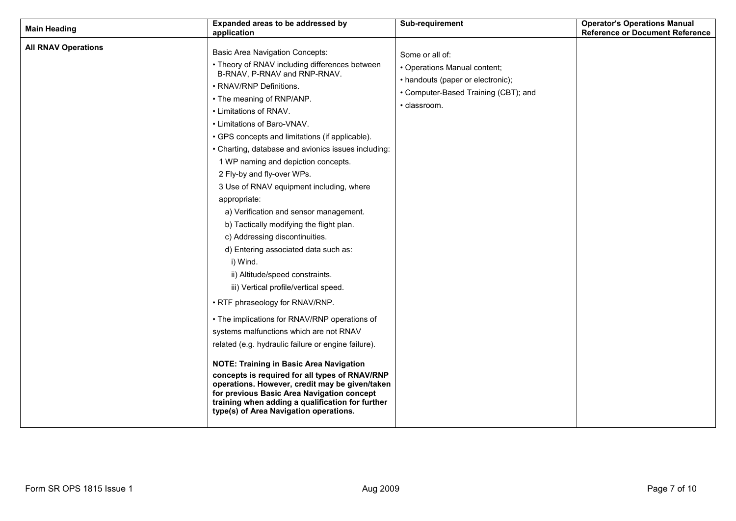| Main Heading | Expanded areas to be addressed by application | Sub-requirement | Operator's Operations Manual Reference or Document Reference |
|---|---|---|---|
| **All RNAV Operations** | Basic Area Navigation Concepts:<br>• Theory of RNAV including differences between B-RNAV, P-RNAV and RNP-RNAV.<br>• RNAV/RNP Definitions.<br>• The meaning of RNP/ANP.<br>• Limitations of RNAV.<br>• Limitations of Baro-VNAV.<br>• GPS concepts and limitations (if applicable).<br>• Charting, database and avionics issues including:<br>1 WP naming and depiction concepts.<br>2 Fly-by and fly-over WPs.<br>3 Use of RNAV equipment including, where appropriate:<br>a) Verification and sensor management.<br>b) Tactically modifying the flight plan.<br>c) Addressing discontinuities.<br>d) Entering associated data such as:<br>i) Wind.<br>ii) Altitude/speed constraints.<br>iii) Vertical profile/vertical speed.<br>• RTF phraseology for RNAV/RNP.<br>• The implications for RNAV/RNP operations of systems malfunctions which are not RNAV related (e.g. hydraulic failure or engine failure).<br><br>**NOTE: Training in Basic Area Navigation concepts is required for all types of RNAV/RNP operations. However, credit may be given/taken for previous Basic Area Navigation concept training when adding a qualification for further type(s) of Area Navigation operations.** | Some or all of:<br>• Operations Manual content;<br>• handouts (paper or electronic);<br>• Computer-Based Training (CBT); and<br>• classroom. | |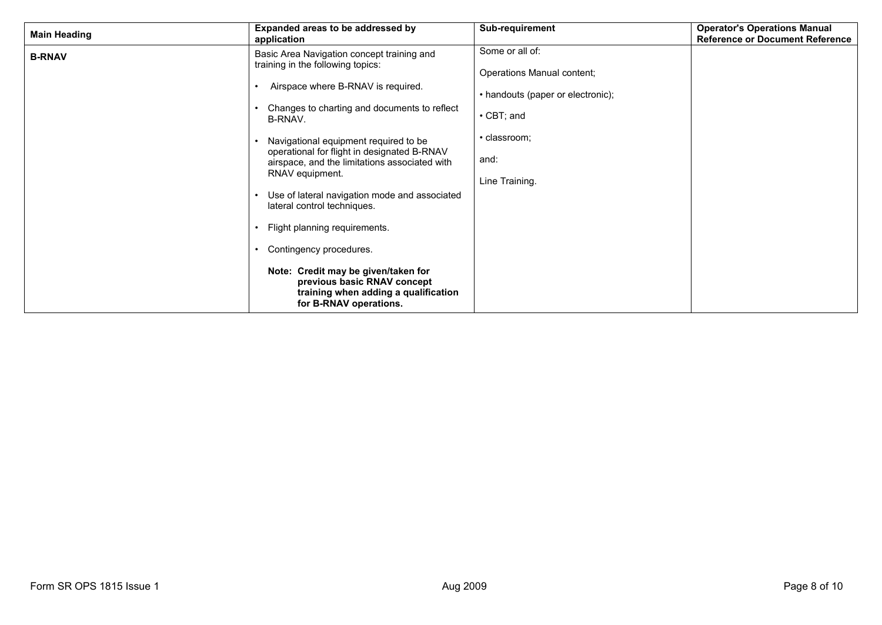| Main Heading | Expanded areas to be addressed by application | Sub-requirement | Operator's Operations Manual Reference or Document Reference |
|---|---|---|---|
| **B-RNAV** | Basic Area Navigation concept training and training in the following topics:<br><br>• Airspace where B-RNAV is required.<br><br>• Changes to charting and documents to reflect B-RNAV.<br><br>• Navigational equipment required to be operational for flight in designated B-RNAV airspace, and the limitations associated with RNAV equipment.<br><br>• Use of lateral navigation mode and associated lateral control techniques.<br><br>• Flight planning requirements.<br><br>• Contingency procedures.<br><br>**Note: Credit may be given/taken for previous basic RNAV concept training when adding a qualification for B-RNAV operations.** | Some or all of:<br><br>Operations Manual content;<br><br>• handouts (paper or electronic);<br><br>• CBT; and<br><br>• classroom;<br><br>and:<br><br>Line Training. | |

Form SR OPS 1815 Issue 1 Aug 2009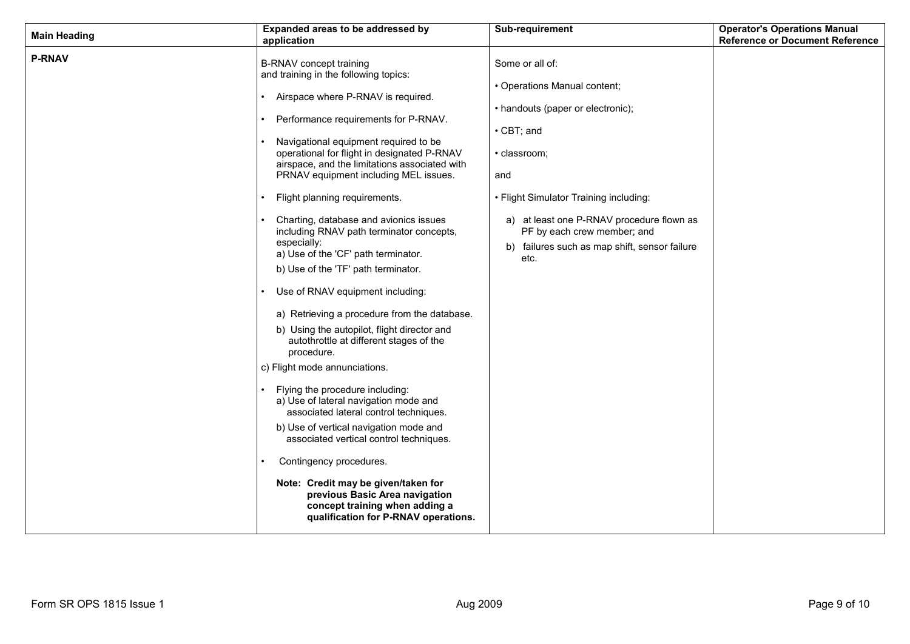| Main Heading | Expanded areas to be addressed by application | Sub-requirement | Operator's Operations Manual Reference or Document Reference |
|---|---|---|---|
| **P-RNAV** | B-RNAV concept training and training in the following topics:<br>• Airspace where P-RNAV is required.<br>• Performance requirements for P-RNAV.<br>• Navigational equipment required to be operational for flight in designated P-RNAV airspace, and the limitations associated with PRNAV equipment including MEL issues.<br>• Flight planning requirements.<br>• Charting, database and avionics issues including RNAV path terminator concepts, especially:<br>a) Use of the 'CF' path terminator.<br>b) Use of the 'TF' path terminator.<br>• Use of RNAV equipment including:<br>a) Retrieving a procedure from the database.<br>b) Using the autopilot, flight director and autothrottle at different stages of the procedure.<br>c) Flight mode annunciations.<br>• Flying the procedure including:<br>a) Use of lateral navigation mode and associated lateral control techniques.<br>b) Use of vertical navigation mode and associated vertical control techniques.<br>• Contingency procedures.<br>**Note: Credit may be given/taken for previous Basic Area navigation concept training when adding a qualification for P-RNAV operations.** | Some or all of:<br>• Operations Manual content;<br>• handouts (paper or electronic);<br>• CBT; and<br>• classroom;<br>and<br>• Flight Simulator Training including:<br>a) at least one P-RNAV procedure flown as PF by each crew member; and<br>b) failures such as map shift, sensor failure etc. | |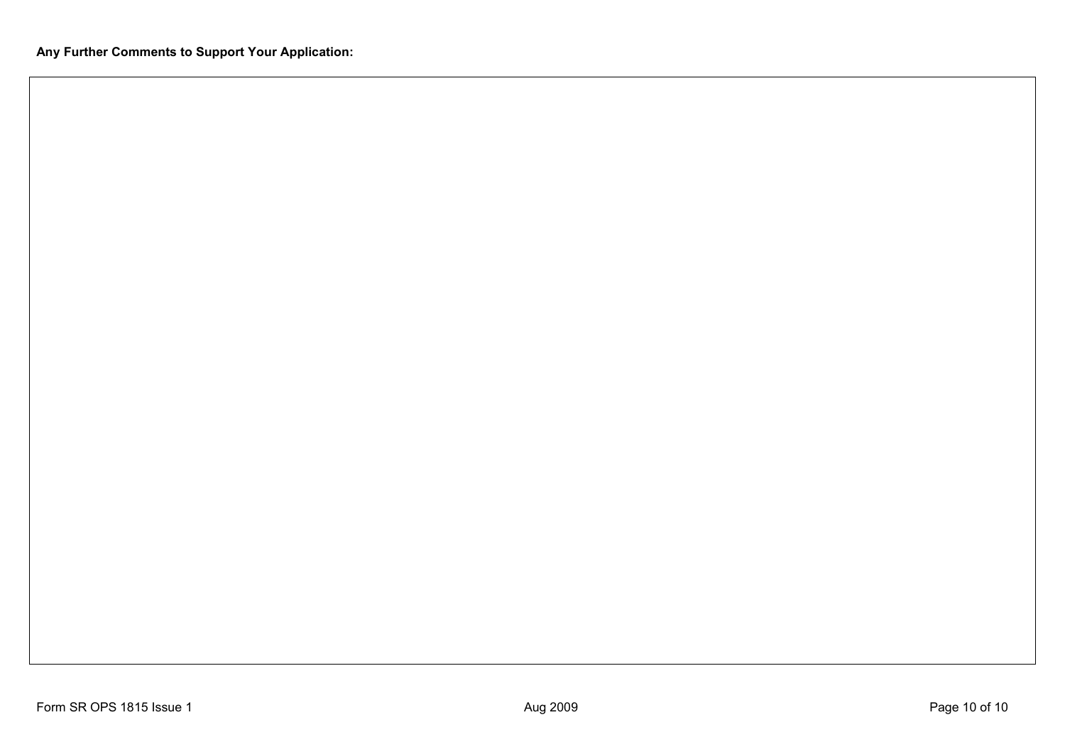**Any Further Comments to Support Your Application:**

| |
|---|
| |